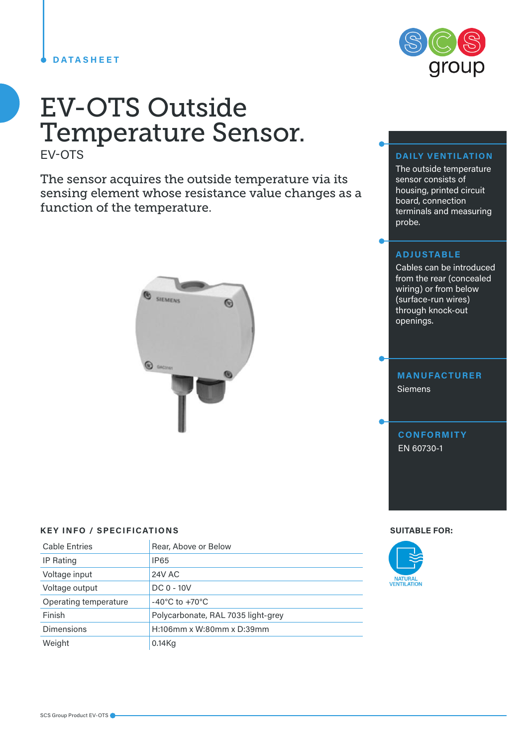DATASHEET

# EV-OTS Outside Temperature Sensor.

EV-OTS

The sensor acquires the outside temperature via its sensing element whose resistance value changes as a function of the temperature.

### DAILY VENTILATION

The outside temperature sensor consists of housing, printed circuit board, connection terminals and measuring probe.

### ADJUSTABLE

Cables can be introduced from the rear (concealed wiring) or from below (surface-run wires) through knock-out openings.

### MANUFACTURER

Siemens

### CONFORMITY

EN 60730-1

## KEY INFO / SPECIFICATIONS

| | |
|---|---|
| Cable Entries | Rear, Above or Below |
| IP Rating | IP65 |
| Voltage input | 24V AC |
| Voltage output | DC 0 - 10V |
| Operating temperature | -40°C to +70°C |
| Finish | Polycarbonate, RAL 7035 light-grey |
| Dimensions | H:106mm x W:80mm x D:39mm |
| Weight | 0.14Kg |

**SUITABLE FOR:**

NATURAL VENTILATION

SCS Group Product EV-OTS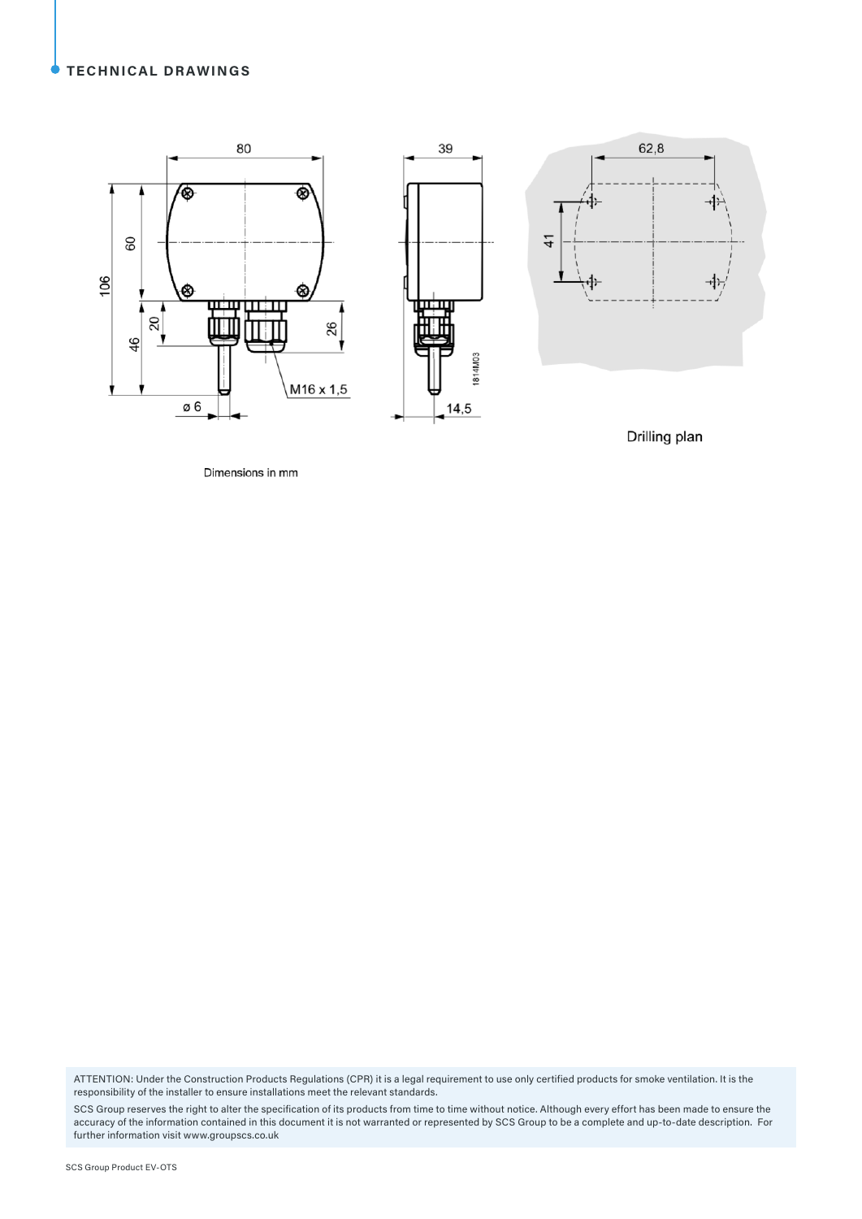## TECHNICAL DRAWINGS

80

39

62,8

106

60

20

46

26

M16 x 1,5

ø 6

14,5

41

1814M03

Drilling plan

Dimensions in mm

ATTENTION: Under the Construction Products Regulations (CPR) it is a legal requirement to use only certified products for smoke ventilation. It is the responsibility of the installer to ensure installations meet the relevant standards.

SCS Group reserves the right to alter the specification of its products from time to time without notice. Although every effort has been made to ensure the accuracy of the information contained in this document it is not warranted or represented by SCS Group to be a complete and up-to-date description. For further information visit www.groupscs.co.uk

SCS Group Product EV-OTS